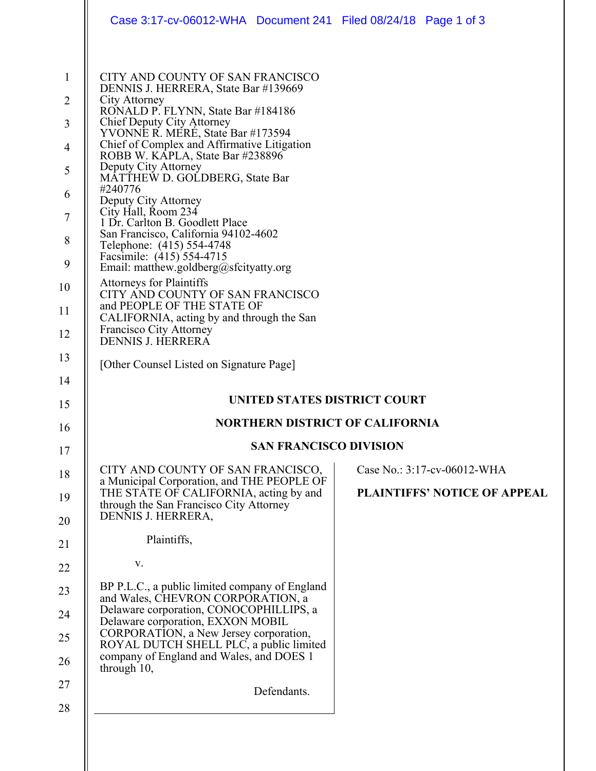CITY AND COUNTY OF SAN FRANCISCO
DENNIS J. HERRERA, State Bar #139669
City Attorney
RONALD P. FLYNN, State Bar #184186
Chief Deputy City Attorney
YVONNE R. MERÉ, State Bar #173594
Chief of Complex and Affirmative Litigation
ROBB W. KAPLA, State Bar #238896
Deputy City Attorney
MATTHEW D. GOLDBERG, State Bar #240776
Deputy City Attorney
City Hall, Room 234
1 Dr. Carlton B. Goodlett Place
San Francisco, California 94102-4602
Telephone: (415) 554-4748
Facsimile: (415) 554-4715
Email: matthew.goldberg@sfcityatty.org

Attorneys for Plaintiffs
CITY AND COUNTY OF SAN FRANCISCO and PEOPLE OF THE STATE OF CALIFORNIA, acting by and through the San Francisco City Attorney
DENNIS J. HERRERA

[Other Counsel Listed on Signature Page]

**UNITED STATES DISTRICT COURT**

**NORTHERN DISTRICT OF CALIFORNIA**

**SAN FRANCISCO DIVISION**

CITY AND COUNTY OF SAN FRANCISCO, a Municipal Corporation, and THE PEOPLE OF THE STATE OF CALIFORNIA, acting by and through the San Francisco City Attorney DENNIS J. HERRERA,

Plaintiffs,

v.

BP P.L.C., a public limited company of England and Wales, CHEVRON CORPORATION, a Delaware corporation, CONOCOPHILLIPS, a Delaware corporation, EXXON MOBIL CORPORATION, a New Jersey corporation, ROYAL DUTCH SHELL PLC, a public limited company of England and Wales, and DOES 1 through 10,

Defendants.

Case No.: 3:17-cv-06012-WHA

**PLAINTIFFS' NOTICE OF APPEAL**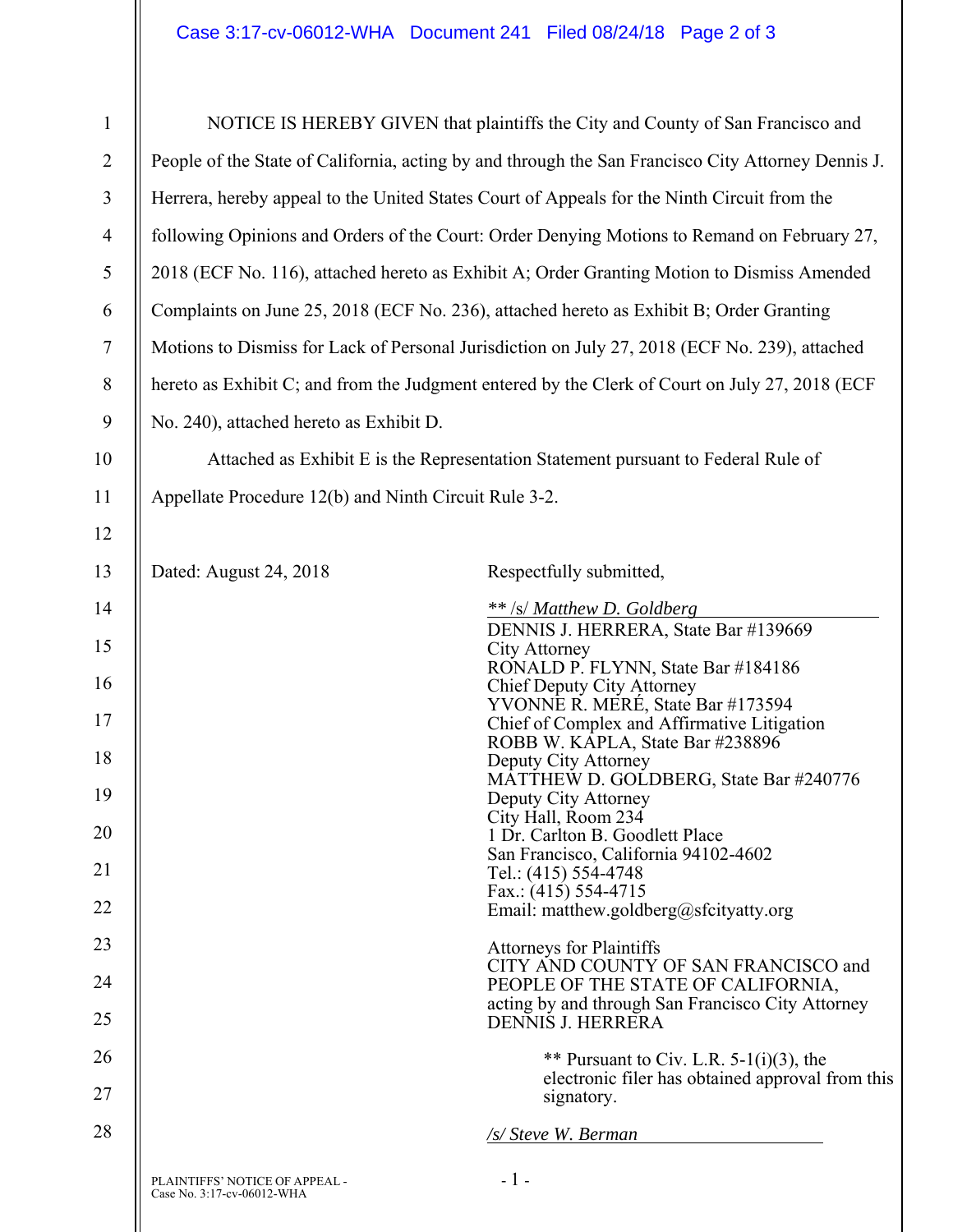NOTICE IS HEREBY GIVEN that plaintiffs the City and County of San Francisco and People of the State of California, acting by and through the San Francisco City Attorney Dennis J. Herrera, hereby appeal to the United States Court of Appeals for the Ninth Circuit from the following Opinions and Orders of the Court: Order Denying Motions to Remand on February 27, 2018 (ECF No. 116), attached hereto as Exhibit A; Order Granting Motion to Dismiss Amended Complaints on June 25, 2018 (ECF No. 236), attached hereto as Exhibit B; Order Granting Motions to Dismiss for Lack of Personal Jurisdiction on July 27, 2018 (ECF No. 239), attached hereto as Exhibit C; and from the Judgment entered by the Clerk of Court on July 27, 2018 (ECF No. 240), attached hereto as Exhibit D.

Attached as Exhibit E is the Representation Statement pursuant to Federal Rule of Appellate Procedure 12(b) and Ninth Circuit Rule 3-2.

Dated: August 24, 2018

Respectfully submitted,

** /s/ *Matthew D. Goldberg*
DENNIS J. HERRERA, State Bar #139669
City Attorney
RONALD P. FLYNN, State Bar #184186
Chief Deputy City Attorney
YVONNE R. MERÉ, State Bar #173594
Chief of Complex and Affirmative Litigation
ROBB W. KAPLA, State Bar #238896
Deputy City Attorney
MATTHEW D. GOLDBERG, State Bar #240776
Deputy City Attorney
City Hall, Room 234
1 Dr. Carlton B. Goodlett Place
San Francisco, California 94102-4602
Tel.: (415) 554-4748
Fax.: (415) 554-4715
Email: matthew.goldberg@sfcityatty.org

Attorneys for Plaintiffs
CITY AND COUNTY OF SAN FRANCISCO and PEOPLE OF THE STATE OF CALIFORNIA, acting by and through San Francisco City Attorney DENNIS J. HERRERA

** Pursuant to Civ. L.R. 5-1(i)(3), the electronic filer has obtained approval from this signatory.

*/s/ Steve W. Berman*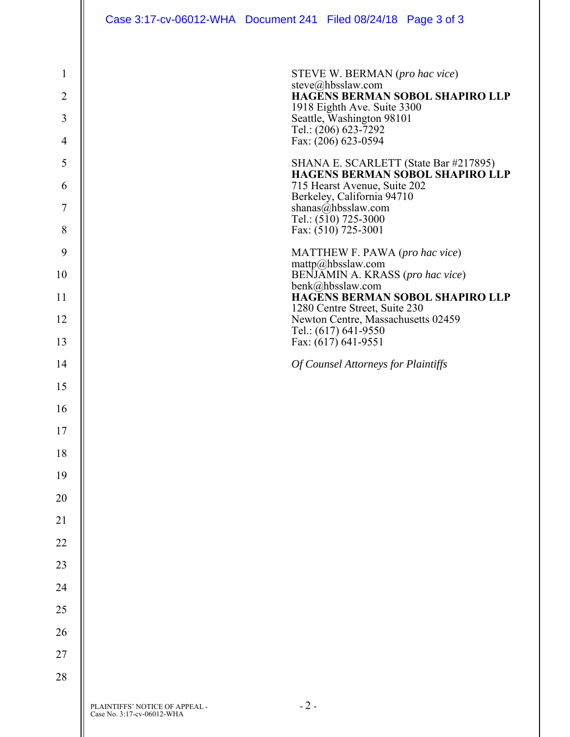STEVE W. BERMAN (*pro hac vice*)
steve@hbsslaw.com
**HAGENS BERMAN SOBOL SHAPIRO LLP**
1918 Eighth Ave. Suite 3300
Seattle, Washington 98101
Tel.: (206) 623-7292
Fax: (206) 623-0594

SHANA E. SCARLETT (State Bar #217895)
**HAGENS BERMAN SOBOL SHAPIRO LLP**
715 Hearst Avenue, Suite 202
Berkeley, California 94710
shanas@hbsslaw.com
Tel.: (510) 725-3000
Fax: (510) 725-3001

MATTHEW F. PAWA (*pro hac vice*)
mattp@hbsslaw.com
BENJAMIN A. KRASS (*pro hac vice*)
benk@hbsslaw.com
**HAGENS BERMAN SOBOL SHAPIRO LLP**
1280 Centre Street, Suite 230
Newton Centre, Massachusetts 02459
Tel.: (617) 641-9550
Fax: (617) 641-9551

*Of Counsel Attorneys for Plaintiffs*